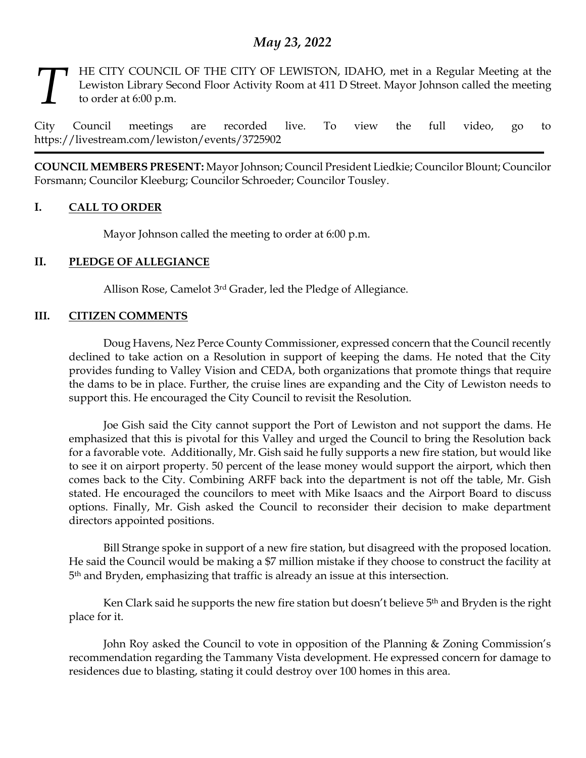# *May 23, 2022*

THE CITY COUNCIL OF THE CITY OF LEWISTON, IDAHO, met in a Regular Meeting at the Lewiston Library Second Floor Activity Room at 411 D Street. Mayor Johnson called the meeting to order at 6:00 p.m.

City Council meetings are recorded live. To view the full video, go to https://livestream.com/lewiston/events/3725902

---

**COUNCIL MEMBERS PRESENT:** Mayor Johnson; Council President Liedkie; Councilor Blount; Councilor Forsmann; Councilor Kleeburg; Councilor Schroeder; Councilor Tousley.

## I. CALL TO ORDER

Mayor Johnson called the meeting to order at 6:00 p.m.

## II. PLEDGE OF ALLEGIANCE

Allison Rose, Camelot 3rd Grader, led the Pledge of Allegiance.

## III. CITIZEN COMMENTS

Doug Havens, Nez Perce County Commissioner, expressed concern that the Council recently declined to take action on a Resolution in support of keeping the dams. He noted that the City provides funding to Valley Vision and CEDA, both organizations that promote things that require the dams to be in place. Further, the cruise lines are expanding and the City of Lewiston needs to support this. He encouraged the City Council to revisit the Resolution.

Joe Gish said the City cannot support the Port of Lewiston and not support the dams. He emphasized that this is pivotal for this Valley and urged the Council to bring the Resolution back for a favorable vote. Additionally, Mr. Gish said he fully supports a new fire station, but would like to see it on airport property. 50 percent of the lease money would support the airport, which then comes back to the City. Combining ARFF back into the department is not off the table, Mr. Gish stated. He encouraged the councilors to meet with Mike Isaacs and the Airport Board to discuss options. Finally, Mr. Gish asked the Council to reconsider their decision to make department directors appointed positions.

Bill Strange spoke in support of a new fire station, but disagreed with the proposed location. He said the Council would be making a $7 million mistake if they choose to construct the facility at 5th and Bryden, emphasizing that traffic is already an issue at this intersection.

Ken Clark said he supports the new fire station but doesn't believe 5th and Bryden is the right place for it.

John Roy asked the Council to vote in opposition of the Planning & Zoning Commission's recommendation regarding the Tammany Vista development. He expressed concern for damage to residences due to blasting, stating it could destroy over 100 homes in this area.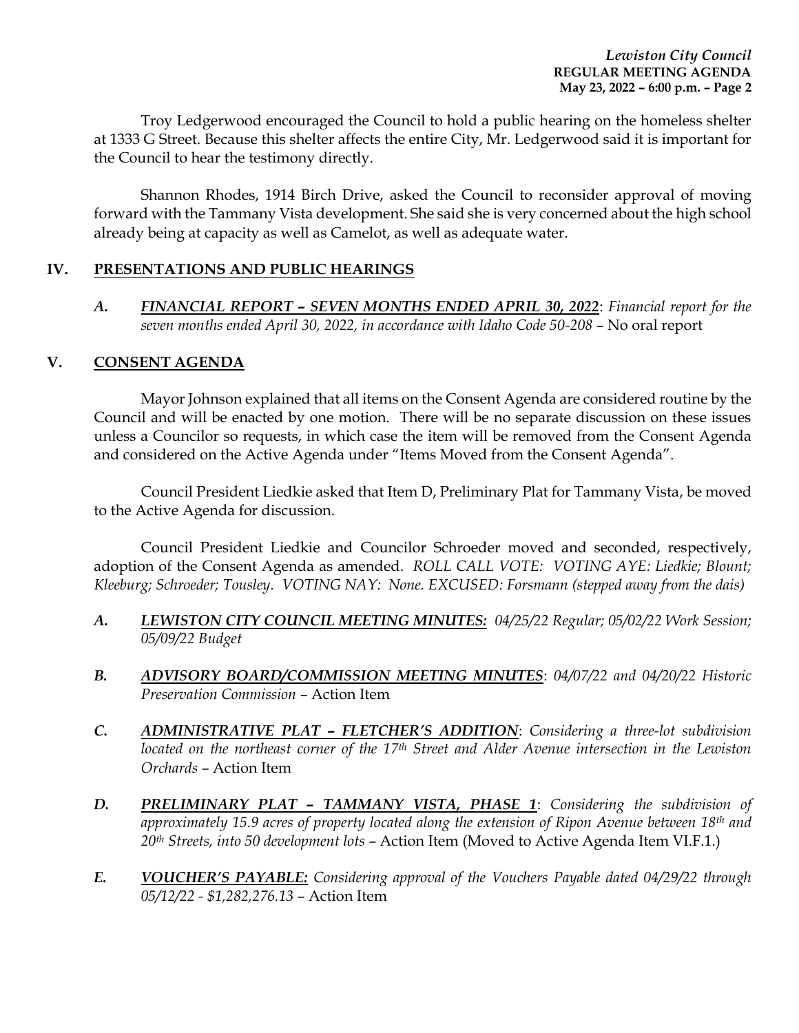Troy Ledgerwood encouraged the Council to hold a public hearing on the homeless shelter at 1333 G Street. Because this shelter affects the entire City, Mr. Ledgerwood said it is important for the Council to hear the testimony directly.

Shannon Rhodes, 1914 Birch Drive, asked the Council to reconsider approval of moving forward with the Tammany Vista development. She said she is very concerned about the high school already being at capacity as well as Camelot, as well as adequate water.

## IV. PRESENTATIONS AND PUBLIC HEARINGS

***A. FINANCIAL REPORT – SEVEN MONTHS ENDED APRIL 30, 2022***: *Financial report for the seven months ended April 30, 2022, in accordance with Idaho Code 50-208* – No oral report

## V. CONSENT AGENDA

Mayor Johnson explained that all items on the Consent Agenda are considered routine by the Council and will be enacted by one motion. There will be no separate discussion on these issues unless a Councilor so requests, in which case the item will be removed from the Consent Agenda and considered on the Active Agenda under "Items Moved from the Consent Agenda".

Council President Liedkie asked that Item D, Preliminary Plat for Tammany Vista, be moved to the Active Agenda for discussion.

Council President Liedkie and Councilor Schroeder moved and seconded, respectively, adoption of the Consent Agenda as amended. *ROLL CALL VOTE: VOTING AYE: Liedkie; Blount; Kleeburg; Schroeder; Tousley. VOTING NAY: None. EXCUSED: Forsmann (stepped away from the dais)*

***A. LEWISTON CITY COUNCIL MEETING MINUTES:*** *04/25/22 Regular; 05/02/22 Work Session; 05/09/22 Budget*

***B. ADVISORY BOARD/COMMISSION MEETING MINUTES***: *04/07/22 and 04/20/22 Historic Preservation Commission* – Action Item

***C. ADMINISTRATIVE PLAT – FLETCHER'S ADDITION***: *Considering a three-lot subdivision located on the northeast corner of the 17th Street and Alder Avenue intersection in the Lewiston Orchards* – Action Item

***D. PRELIMINARY PLAT – TAMMANY VISTA, PHASE 1***: *Considering the subdivision of approximately 15.9 acres of property located along the extension of Ripon Avenue between 18th and 20th Streets, into 50 development lots* – Action Item (Moved to Active Agenda Item VI.F.1.)

***E. VOUCHER'S PAYABLE:*** *Considering approval of the Vouchers Payable dated 04/29/22 through 05/12/22 - $1,282,276.13* – Action Item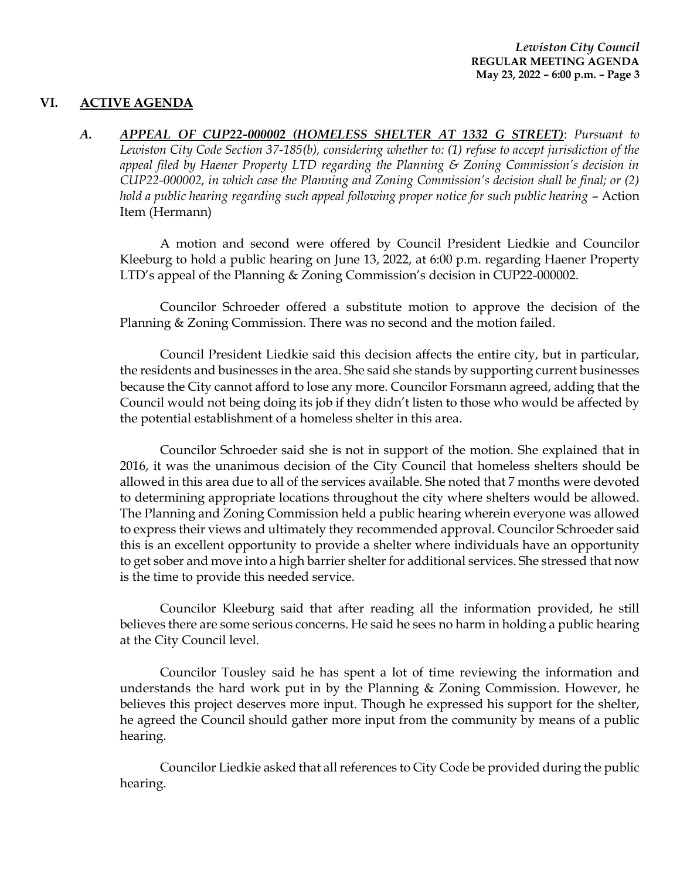## VI. ACTIVE AGENDA

### *A.* ***APPEAL OF CUP22-000002 (HOMELESS SHELTER AT 1332 G STREET)***: *Pursuant to Lewiston City Code Section 37-185(b), considering whether to: (1) refuse to accept jurisdiction of the appeal filed by Haener Property LTD regarding the Planning & Zoning Commission's decision in CUP22-000002, in which case the Planning and Zoning Commission's decision shall be final; or (2) hold a public hearing regarding such appeal following proper notice for such public hearing* – Action Item (Hermann)

A motion and second were offered by Council President Liedkie and Councilor Kleeburg to hold a public hearing on June 13, 2022, at 6:00 p.m. regarding Haener Property LTD's appeal of the Planning & Zoning Commission's decision in CUP22-000002.

Councilor Schroeder offered a substitute motion to approve the decision of the Planning & Zoning Commission. There was no second and the motion failed.

Council President Liedkie said this decision affects the entire city, but in particular, the residents and businesses in the area. She said she stands by supporting current businesses because the City cannot afford to lose any more. Councilor Forsmann agreed, adding that the Council would not being doing its job if they didn't listen to those who would be affected by the potential establishment of a homeless shelter in this area.

Councilor Schroeder said she is not in support of the motion. She explained that in 2016, it was the unanimous decision of the City Council that homeless shelters should be allowed in this area due to all of the services available. She noted that 7 months were devoted to determining appropriate locations throughout the city where shelters would be allowed. The Planning and Zoning Commission held a public hearing wherein everyone was allowed to express their views and ultimately they recommended approval. Councilor Schroeder said this is an excellent opportunity to provide a shelter where individuals have an opportunity to get sober and move into a high barrier shelter for additional services. She stressed that now is the time to provide this needed service.

Councilor Kleeburg said that after reading all the information provided, he still believes there are some serious concerns. He said he sees no harm in holding a public hearing at the City Council level.

Councilor Tousley said he has spent a lot of time reviewing the information and understands the hard work put in by the Planning & Zoning Commission. However, he believes this project deserves more input. Though he expressed his support for the shelter, he agreed the Council should gather more input from the community by means of a public hearing.

Councilor Liedkie asked that all references to City Code be provided during the public hearing.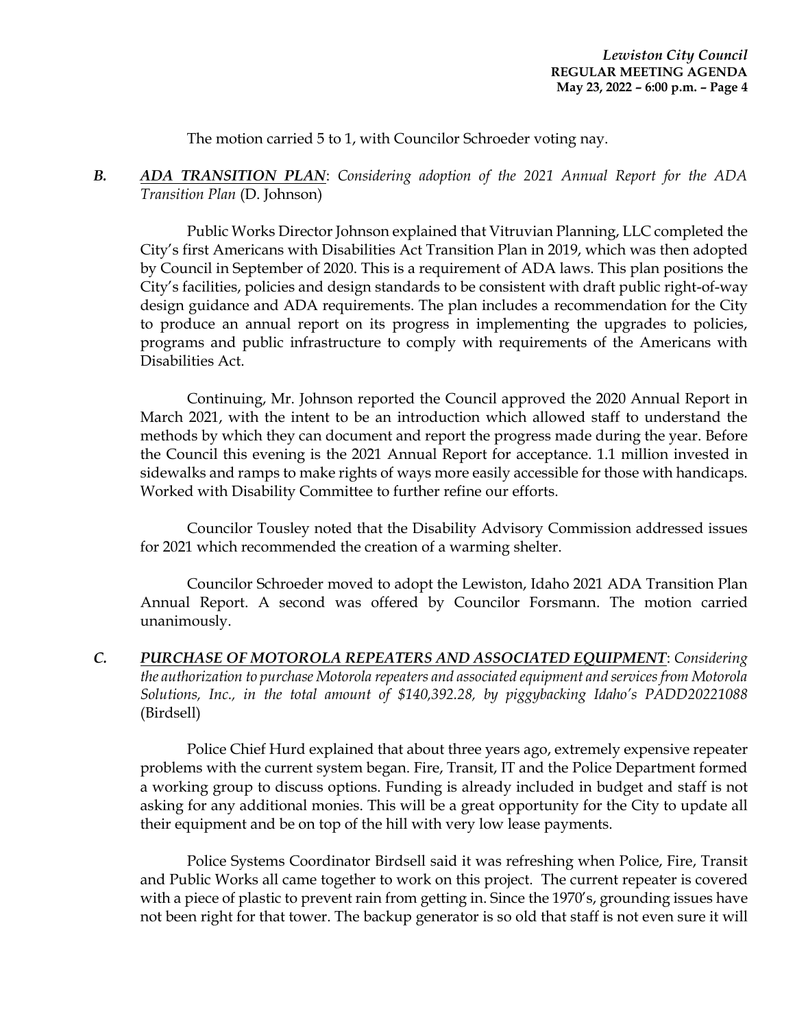The motion carried 5 to 1, with Councilor Schroeder voting nay.

***B. ADA TRANSITION PLAN***: *Considering adoption of the 2021 Annual Report for the ADA Transition Plan* (D. Johnson)

Public Works Director Johnson explained that Vitruvian Planning, LLC completed the City's first Americans with Disabilities Act Transition Plan in 2019, which was then adopted by Council in September of 2020. This is a requirement of ADA laws. This plan positions the City's facilities, policies and design standards to be consistent with draft public right-of-way design guidance and ADA requirements. The plan includes a recommendation for the City to produce an annual report on its progress in implementing the upgrades to policies, programs and public infrastructure to comply with requirements of the Americans with Disabilities Act.

Continuing, Mr. Johnson reported the Council approved the 2020 Annual Report in March 2021, with the intent to be an introduction which allowed staff to understand the methods by which they can document and report the progress made during the year. Before the Council this evening is the 2021 Annual Report for acceptance. 1.1 million invested in sidewalks and ramps to make rights of ways more easily accessible for those with handicaps. Worked with Disability Committee to further refine our efforts.

Councilor Tousley noted that the Disability Advisory Commission addressed issues for 2021 which recommended the creation of a warming shelter.

Councilor Schroeder moved to adopt the Lewiston, Idaho 2021 ADA Transition Plan Annual Report. A second was offered by Councilor Forsmann. The motion carried unanimously.

***C. PURCHASE OF MOTOROLA REPEATERS AND ASSOCIATED EQUIPMENT***: *Considering the authorization to purchase Motorola repeaters and associated equipment and services from Motorola Solutions, Inc., in the total amount of $140,392.28, by piggybacking Idaho's PADD20221088* (Birdsell)

Police Chief Hurd explained that about three years ago, extremely expensive repeater problems with the current system began. Fire, Transit, IT and the Police Department formed a working group to discuss options. Funding is already included in budget and staff is not asking for any additional monies. This will be a great opportunity for the City to update all their equipment and be on top of the hill with very low lease payments.

Police Systems Coordinator Birdsell said it was refreshing when Police, Fire, Transit and Public Works all came together to work on this project. The current repeater is covered with a piece of plastic to prevent rain from getting in. Since the 1970's, grounding issues have not been right for that tower. The backup generator is so old that staff is not even sure it will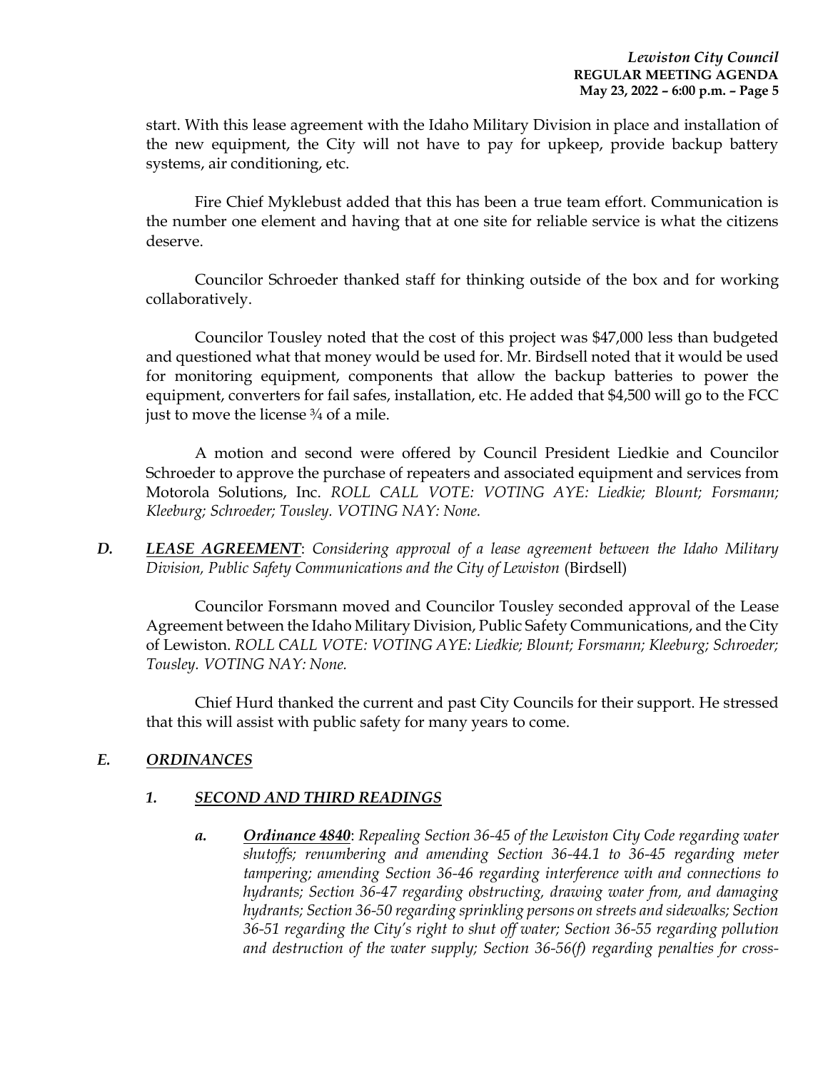start. With this lease agreement with the Idaho Military Division in place and installation of the new equipment, the City will not have to pay for upkeep, provide backup battery systems, air conditioning, etc.

Fire Chief Myklebust added that this has been a true team effort. Communication is the number one element and having that at one site for reliable service is what the citizens deserve.

Councilor Schroeder thanked staff for thinking outside of the box and for working collaboratively.

Councilor Tousley noted that the cost of this project was $47,000 less than budgeted and questioned what that money would be used for. Mr. Birdsell noted that it would be used for monitoring equipment, components that allow the backup batteries to power the equipment, converters for fail safes, installation, etc. He added that $4,500 will go to the FCC just to move the license ¾ of a mile.

A motion and second were offered by Council President Liedkie and Councilor Schroeder to approve the purchase of repeaters and associated equipment and services from Motorola Solutions, Inc. *ROLL CALL VOTE: VOTING AYE: Liedkie; Blount; Forsmann; Kleeburg; Schroeder; Tousley. VOTING NAY: None.*

***D. LEASE AGREEMENT***: *Considering approval of a lease agreement between the Idaho Military Division, Public Safety Communications and the City of Lewiston* (Birdsell)

Councilor Forsmann moved and Councilor Tousley seconded approval of the Lease Agreement between the Idaho Military Division, Public Safety Communications, and the City of Lewiston. *ROLL CALL VOTE: VOTING AYE: Liedkie; Blount; Forsmann; Kleeburg; Schroeder; Tousley. VOTING NAY: None.*

Chief Hurd thanked the current and past City Councils for their support. He stressed that this will assist with public safety for many years to come.

***E. ORDINANCES***

***1. SECOND AND THIRD READINGS***

***a. Ordinance 4840***: *Repealing Section 36-45 of the Lewiston City Code regarding water shutoffs; renumbering and amending Section 36-44.1 to 36-45 regarding meter tampering; amending Section 36-46 regarding interference with and connections to hydrants; Section 36-47 regarding obstructing, drawing water from, and damaging hydrants; Section 36-50 regarding sprinkling persons on streets and sidewalks; Section 36-51 regarding the City's right to shut off water; Section 36-55 regarding pollution and destruction of the water supply; Section 36-56(f) regarding penalties for cross-*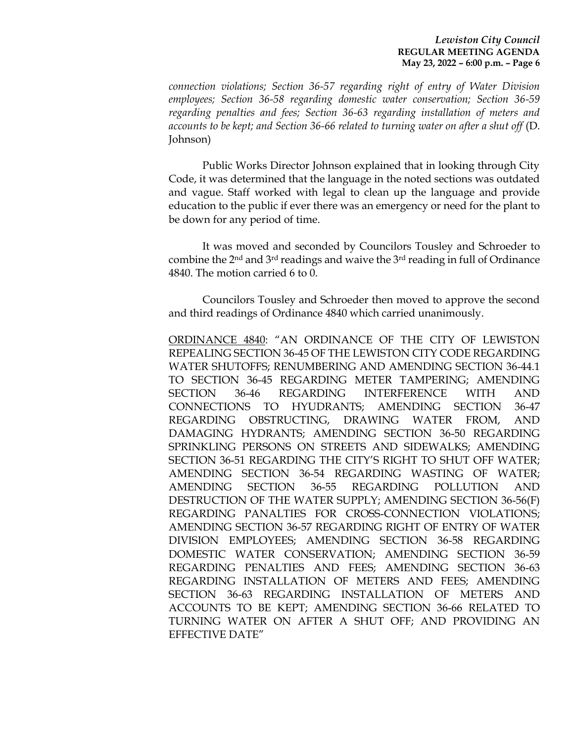*connection violations; Section 36-57 regarding right of entry of Water Division employees; Section 36-58 regarding domestic water conservation; Section 36-59 regarding penalties and fees; Section 36-63 regarding installation of meters and accounts to be kept; and Section 36-66 related to turning water on after a shut off* (D. Johnson)

Public Works Director Johnson explained that in looking through City Code, it was determined that the language in the noted sections was outdated and vague. Staff worked with legal to clean up the language and provide education to the public if ever there was an emergency or need for the plant to be down for any period of time.

It was moved and seconded by Councilors Tousley and Schroeder to combine the 2nd and 3rd readings and waive the 3rd reading in full of Ordinance 4840. The motion carried 6 to 0.

Councilors Tousley and Schroeder then moved to approve the second and third readings of Ordinance 4840 which carried unanimously.

ORDINANCE 4840: "AN ORDINANCE OF THE CITY OF LEWISTON REPEALING SECTION 36-45 OF THE LEWISTON CITY CODE REGARDING WATER SHUTOFFS; RENUMBERING AND AMENDING SECTION 36-44.1 TO SECTION 36-45 REGARDING METER TAMPERING; AMENDING SECTION 36-46 REGARDING INTERFERENCE WITH AND CONNECTIONS TO HYUDRANTS; AMENDING SECTION 36-47 REGARDING OBSTRUCTING, DRAWING WATER FROM, AND DAMAGING HYDRANTS; AMENDING SECTION 36-50 REGARDING SPRINKLING PERSONS ON STREETS AND SIDEWALKS; AMENDING SECTION 36-51 REGARDING THE CITY'S RIGHT TO SHUT OFF WATER; AMENDING SECTION 36-54 REGARDING WASTING OF WATER; AMENDING SECTION 36-55 REGARDING POLLUTION AND DESTRUCTION OF THE WATER SUPPLY; AMENDING SECTION 36-56(F) REGARDING PANALTIES FOR CROSS-CONNECTION VIOLATIONS; AMENDING SECTION 36-57 REGARDING RIGHT OF ENTRY OF WATER DIVISION EMPLOYEES; AMENDING SECTION 36-58 REGARDING DOMESTIC WATER CONSERVATION; AMENDING SECTION 36-59 REGARDING PENALTIES AND FEES; AMENDING SECTION 36-63 REGARDING INSTALLATION OF METERS AND FEES; AMENDING SECTION 36-63 REGARDING INSTALLATION OF METERS AND ACCOUNTS TO BE KEPT; AMENDING SECTION 36-66 RELATED TO TURNING WATER ON AFTER A SHUT OFF; AND PROVIDING AN EFFECTIVE DATE"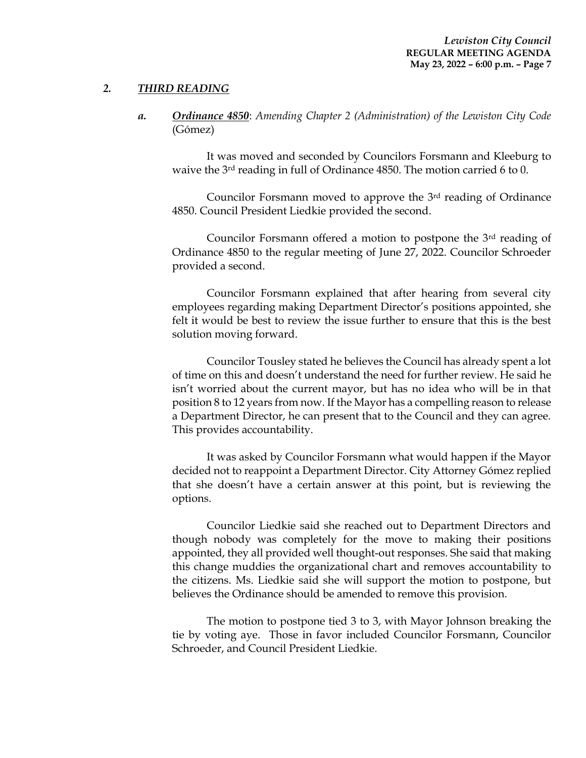## *2. THIRD READING*

***a. Ordinance 4850***: *Amending Chapter 2 (Administration) of the Lewiston City Code* (Gómez)

It was moved and seconded by Councilors Forsmann and Kleeburg to waive the 3rd reading in full of Ordinance 4850. The motion carried 6 to 0.

Councilor Forsmann moved to approve the 3rd reading of Ordinance 4850. Council President Liedkie provided the second.

Councilor Forsmann offered a motion to postpone the 3rd reading of Ordinance 4850 to the regular meeting of June 27, 2022. Councilor Schroeder provided a second.

Councilor Forsmann explained that after hearing from several city employees regarding making Department Director's positions appointed, she felt it would be best to review the issue further to ensure that this is the best solution moving forward.

Councilor Tousley stated he believes the Council has already spent a lot of time on this and doesn't understand the need for further review. He said he isn't worried about the current mayor, but has no idea who will be in that position 8 to 12 years from now. If the Mayor has a compelling reason to release a Department Director, he can present that to the Council and they can agree. This provides accountability.

It was asked by Councilor Forsmann what would happen if the Mayor decided not to reappoint a Department Director. City Attorney Gómez replied that she doesn't have a certain answer at this point, but is reviewing the options.

Councilor Liedkie said she reached out to Department Directors and though nobody was completely for the move to making their positions appointed, they all provided well thought-out responses. She said that making this change muddies the organizational chart and removes accountability to the citizens. Ms. Liedkie said she will support the motion to postpone, but believes the Ordinance should be amended to remove this provision.

The motion to postpone tied 3 to 3, with Mayor Johnson breaking the tie by voting aye. Those in favor included Councilor Forsmann, Councilor Schroeder, and Council President Liedkie.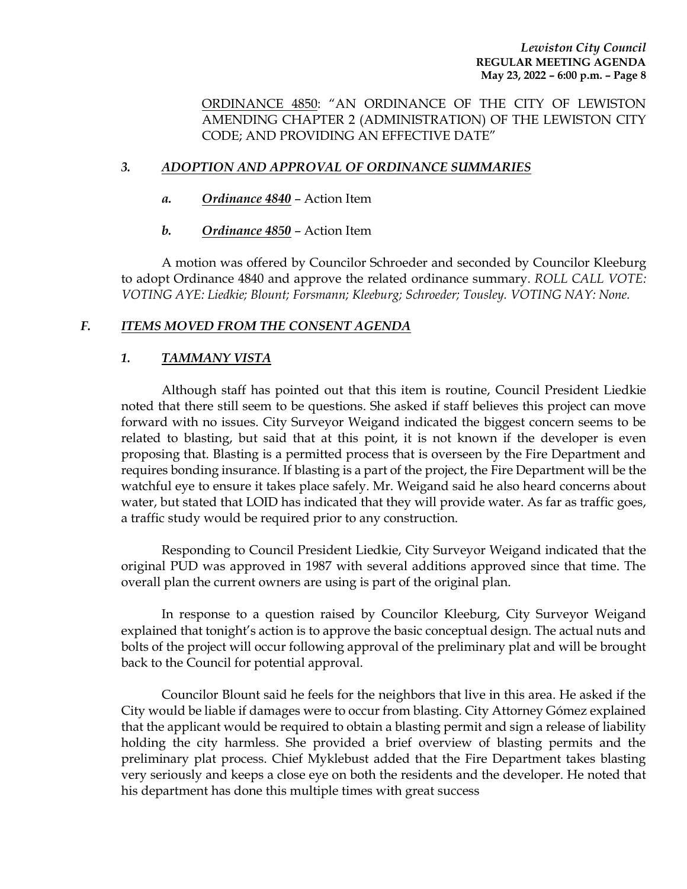ORDINANCE 4850: "AN ORDINANCE OF THE CITY OF LEWISTON AMENDING CHAPTER 2 (ADMINISTRATION) OF THE LEWISTON CITY CODE; AND PROVIDING AN EFFECTIVE DATE"

### *3. ADOPTION AND APPROVAL OF ORDINANCE SUMMARIES*

*a.* ***Ordinance 4840*** – Action Item

*b.* ***Ordinance 4850*** – Action Item

A motion was offered by Councilor Schroeder and seconded by Councilor Kleeburg to adopt Ordinance 4840 and approve the related ordinance summary. *ROLL CALL VOTE: VOTING AYE: Liedkie; Blount; Forsmann; Kleeburg; Schroeder; Tousley. VOTING NAY: None.*

## *F. ITEMS MOVED FROM THE CONSENT AGENDA*

### *1. TAMMANY VISTA*

Although staff has pointed out that this item is routine, Council President Liedkie noted that there still seem to be questions. She asked if staff believes this project can move forward with no issues. City Surveyor Weigand indicated the biggest concern seems to be related to blasting, but said that at this point, it is not known if the developer is even proposing that. Blasting is a permitted process that is overseen by the Fire Department and requires bonding insurance. If blasting is a part of the project, the Fire Department will be the watchful eye to ensure it takes place safely. Mr. Weigand said he also heard concerns about water, but stated that LOID has indicated that they will provide water. As far as traffic goes, a traffic study would be required prior to any construction.

Responding to Council President Liedkie, City Surveyor Weigand indicated that the original PUD was approved in 1987 with several additions approved since that time. The overall plan the current owners are using is part of the original plan.

In response to a question raised by Councilor Kleeburg, City Surveyor Weigand explained that tonight's action is to approve the basic conceptual design. The actual nuts and bolts of the project will occur following approval of the preliminary plat and will be brought back to the Council for potential approval.

Councilor Blount said he feels for the neighbors that live in this area. He asked if the City would be liable if damages were to occur from blasting. City Attorney Gómez explained that the applicant would be required to obtain a blasting permit and sign a release of liability holding the city harmless. She provided a brief overview of blasting permits and the preliminary plat process. Chief Myklebust added that the Fire Department takes blasting very seriously and keeps a close eye on both the residents and the developer. He noted that his department has done this multiple times with great success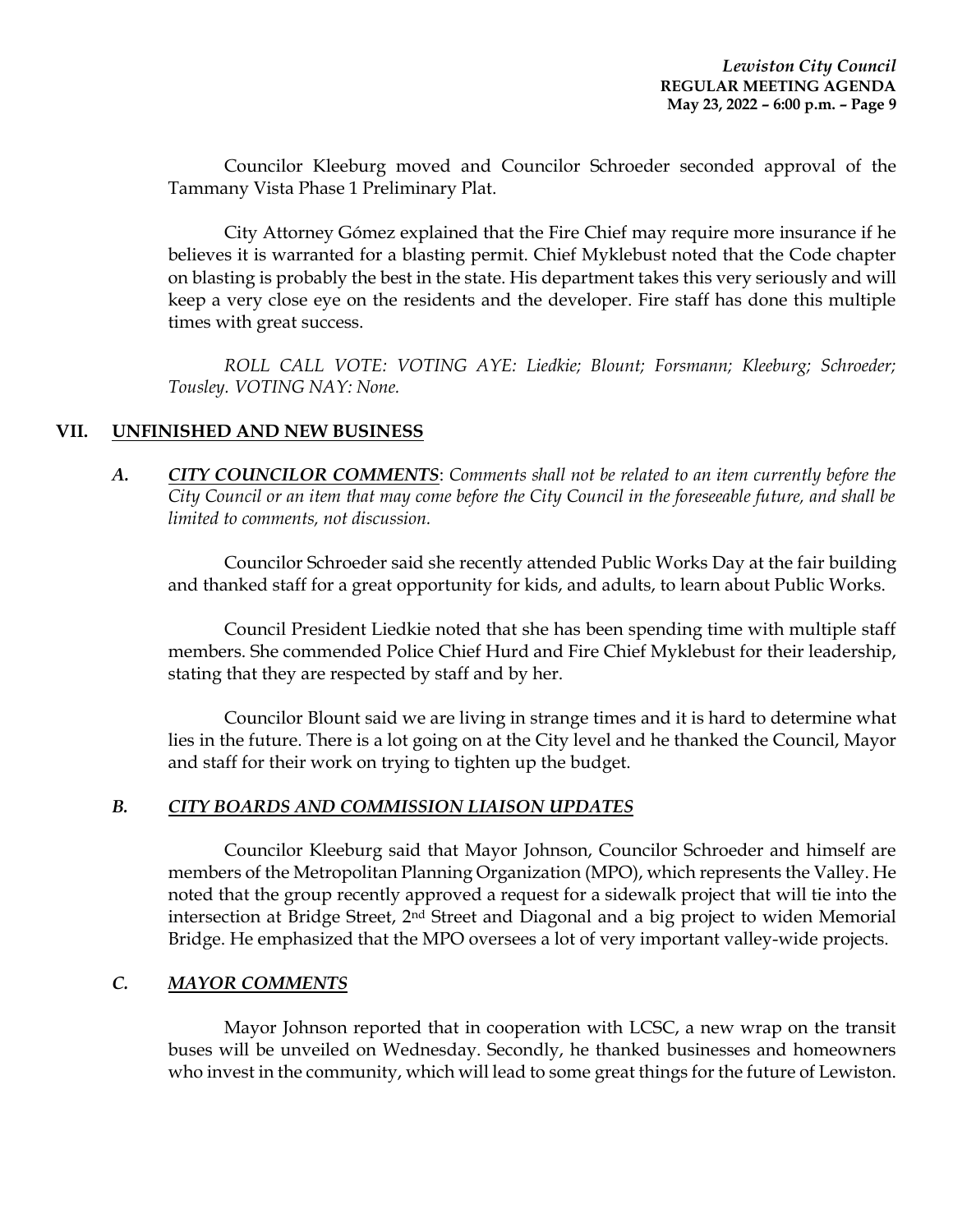Councilor Kleeburg moved and Councilor Schroeder seconded approval of the Tammany Vista Phase 1 Preliminary Plat.

City Attorney Gómez explained that the Fire Chief may require more insurance if he believes it is warranted for a blasting permit. Chief Myklebust noted that the Code chapter on blasting is probably the best in the state. His department takes this very seriously and will keep a very close eye on the residents and the developer. Fire staff has done this multiple times with great success.

*ROLL CALL VOTE: VOTING AYE: Liedkie; Blount; Forsmann; Kleeburg; Schroeder; Tousley. VOTING NAY: None.*

## VII. UNFINISHED AND NEW BUSINESS

### A. CITY COUNCILOR COMMENTS: *Comments shall not be related to an item currently before the City Council or an item that may come before the City Council in the foreseeable future, and shall be limited to comments, not discussion.*

Councilor Schroeder said she recently attended Public Works Day at the fair building and thanked staff for a great opportunity for kids, and adults, to learn about Public Works.

Council President Liedkie noted that she has been spending time with multiple staff members. She commended Police Chief Hurd and Fire Chief Myklebust for their leadership, stating that they are respected by staff and by her.

Councilor Blount said we are living in strange times and it is hard to determine what lies in the future. There is a lot going on at the City level and he thanked the Council, Mayor and staff for their work on trying to tighten up the budget.

### B. CITY BOARDS AND COMMISSION LIAISON UPDATES

Councilor Kleeburg said that Mayor Johnson, Councilor Schroeder and himself are members of the Metropolitan Planning Organization (MPO), which represents the Valley. He noted that the group recently approved a request for a sidewalk project that will tie into the intersection at Bridge Street, 2nd Street and Diagonal and a big project to widen Memorial Bridge. He emphasized that the MPO oversees a lot of very important valley-wide projects.

### C. MAYOR COMMENTS

Mayor Johnson reported that in cooperation with LCSC, a new wrap on the transit buses will be unveiled on Wednesday. Secondly, he thanked businesses and homeowners who invest in the community, which will lead to some great things for the future of Lewiston.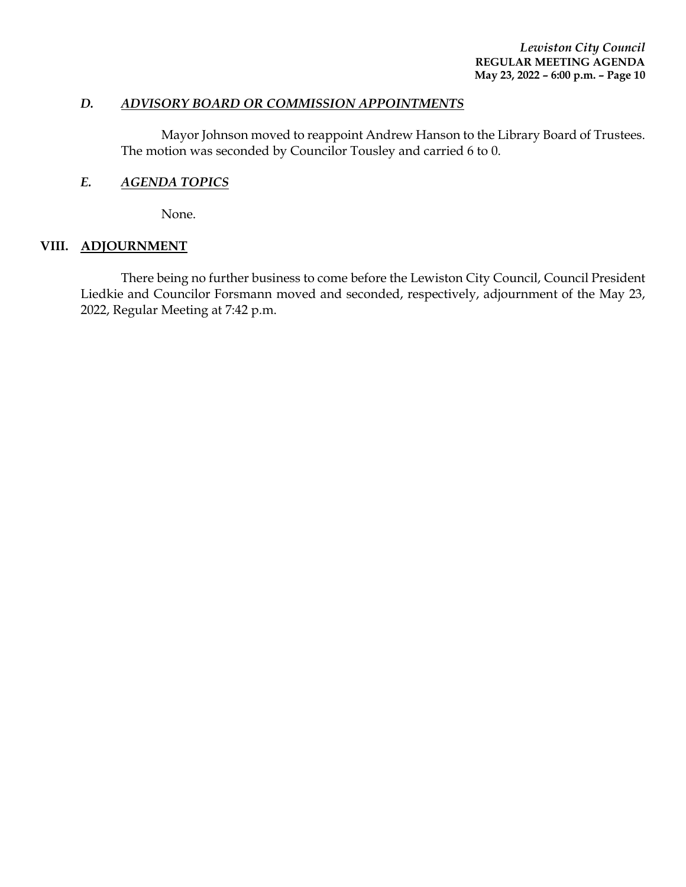### *D. ADVISORY BOARD OR COMMISSION APPOINTMENTS*

Mayor Johnson moved to reappoint Andrew Hanson to the Library Board of Trustees. The motion was seconded by Councilor Tousley and carried 6 to 0.

### *E. AGENDA TOPICS*

None.

## VIII. ADJOURNMENT

There being no further business to come before the Lewiston City Council, Council President Liedkie and Councilor Forsmann moved and seconded, respectively, adjournment of the May 23, 2022, Regular Meeting at 7:42 p.m.